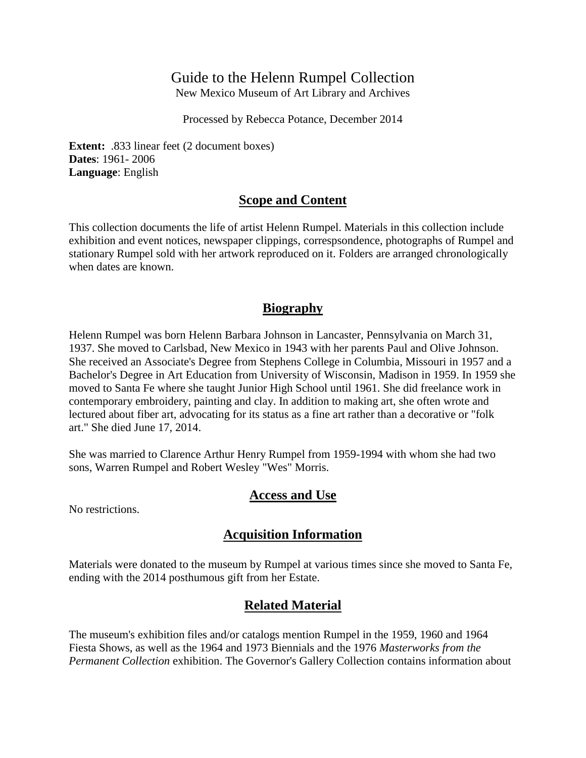# Guide to the Helenn Rumpel Collection

New Mexico Museum of Art Library and Archives

Processed by Rebecca Potance, December 2014

**Extent:** .833 linear feet (2 document boxes)
**Dates**: 1961- 2006
**Language**: English

## Scope and Content

This collection documents the life of artist Helenn Rumpel. Materials in this collection include exhibition and event notices, newspaper clippings, correspsondence, photographs of Rumpel and stationary Rumpel sold with her artwork reproduced on it. Folders are arranged chronologically when dates are known.

## Biography

Helenn Rumpel was born Helenn Barbara Johnson in Lancaster, Pennsylvania on March 31, 1937. She moved to Carlsbad, New Mexico in 1943 with her parents Paul and Olive Johnson. She received an Associate's Degree from Stephens College in Columbia, Missouri in 1957 and a Bachelor's Degree in Art Education from University of Wisconsin, Madison in 1959. In 1959 she moved to Santa Fe where she taught Junior High School until 1961. She did freelance work in contemporary embroidery, painting and clay. In addition to making art, she often wrote and lectured about fiber art, advocating for its status as a fine art rather than a decorative or "folk art." She died June 17, 2014.

She was married to Clarence Arthur Henry Rumpel from 1959-1994 with whom she had two sons, Warren Rumpel and Robert Wesley "Wes" Morris.

## Access and Use

No restrictions.

## Acquisition Information

Materials were donated to the museum by Rumpel at various times since she moved to Santa Fe, ending with the 2014 posthumous gift from her Estate.

## Related Material

The museum's exhibition files and/or catalogs mention Rumpel in the 1959, 1960 and 1964 Fiesta Shows, as well as the 1964 and 1973 Biennials and the 1976 *Masterworks from the Permanent Collection* exhibition. The Governor's Gallery Collection contains information about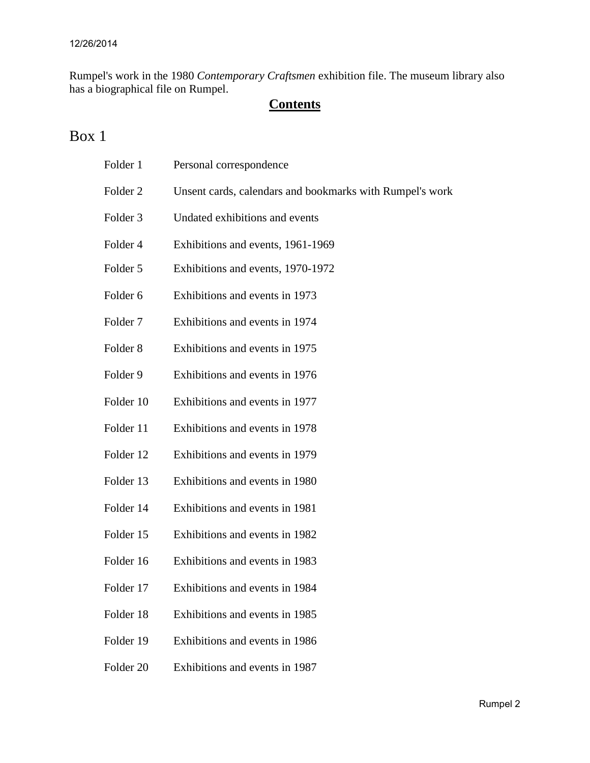Rumpel's work in the 1980 *Contemporary Craftsmen* exhibition file. The museum library also has a biographical file on Rumpel.

## Contents

# Box 1

| Folder | Contents |
| --- | --- |
| Folder 1 | Personal correspondence |
| Folder 2 | Unsent cards, calendars and bookmarks with Rumpel's work |
| Folder 3 | Undated exhibitions and events |
| Folder 4 | Exhibitions and events, 1961-1969 |
| Folder 5 | Exhibitions and events, 1970-1972 |
| Folder 6 | Exhibitions and events in 1973 |
| Folder 7 | Exhibitions and events in 1974 |
| Folder 8 | Exhibitions and events in 1975 |
| Folder 9 | Exhibitions and events in 1976 |
| Folder 10 | Exhibitions and events in 1977 |
| Folder 11 | Exhibitions and events in 1978 |
| Folder 12 | Exhibitions and events in 1979 |
| Folder 13 | Exhibitions and events in 1980 |
| Folder 14 | Exhibitions and events in 1981 |
| Folder 15 | Exhibitions and events in 1982 |
| Folder 16 | Exhibitions and events in 1983 |
| Folder 17 | Exhibitions and events in 1984 |
| Folder 18 | Exhibitions and events in 1985 |
| Folder 19 | Exhibitions and events in 1986 |
| Folder 20 | Exhibitions and events in 1987 |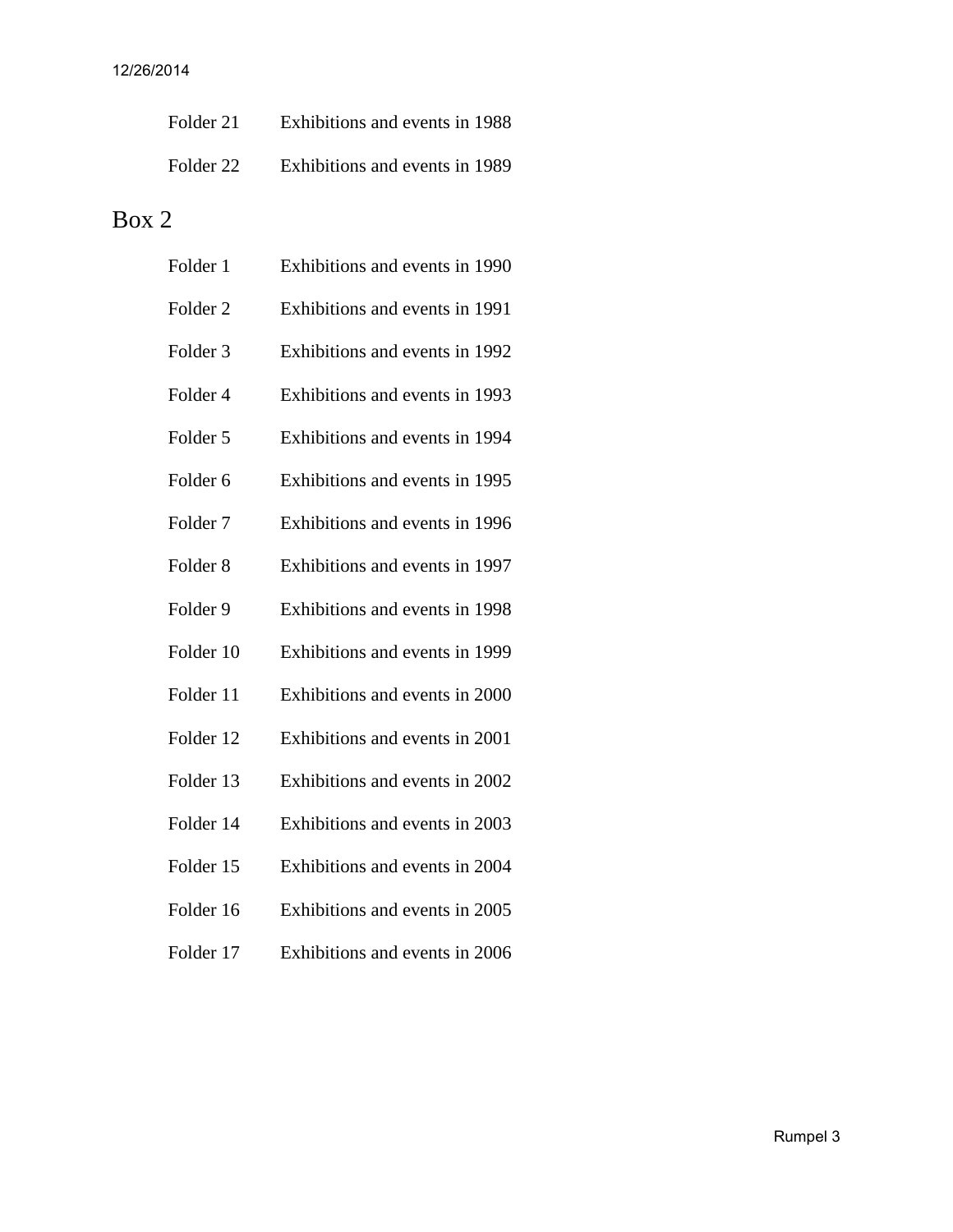Folder 21 Exhibitions and events in 1988

Folder 22 Exhibitions and events in 1989

# Box 2

Folder 1 Exhibitions and events in 1990

Folder 2 Exhibitions and events in 1991

Folder 3 Exhibitions and events in 1992

Folder 4 Exhibitions and events in 1993

Folder 5 Exhibitions and events in 1994

Folder 6 Exhibitions and events in 1995

Folder 7 Exhibitions and events in 1996

Folder 8 Exhibitions and events in 1997

Folder 9 Exhibitions and events in 1998

Folder 10 Exhibitions and events in 1999

Folder 11 Exhibitions and events in 2000

Folder 12 Exhibitions and events in 2001

Folder 13 Exhibitions and events in 2002

Folder 14 Exhibitions and events in 2003

Folder 15 Exhibitions and events in 2004

Folder 16 Exhibitions and events in 2005

Folder 17 Exhibitions and events in 2006